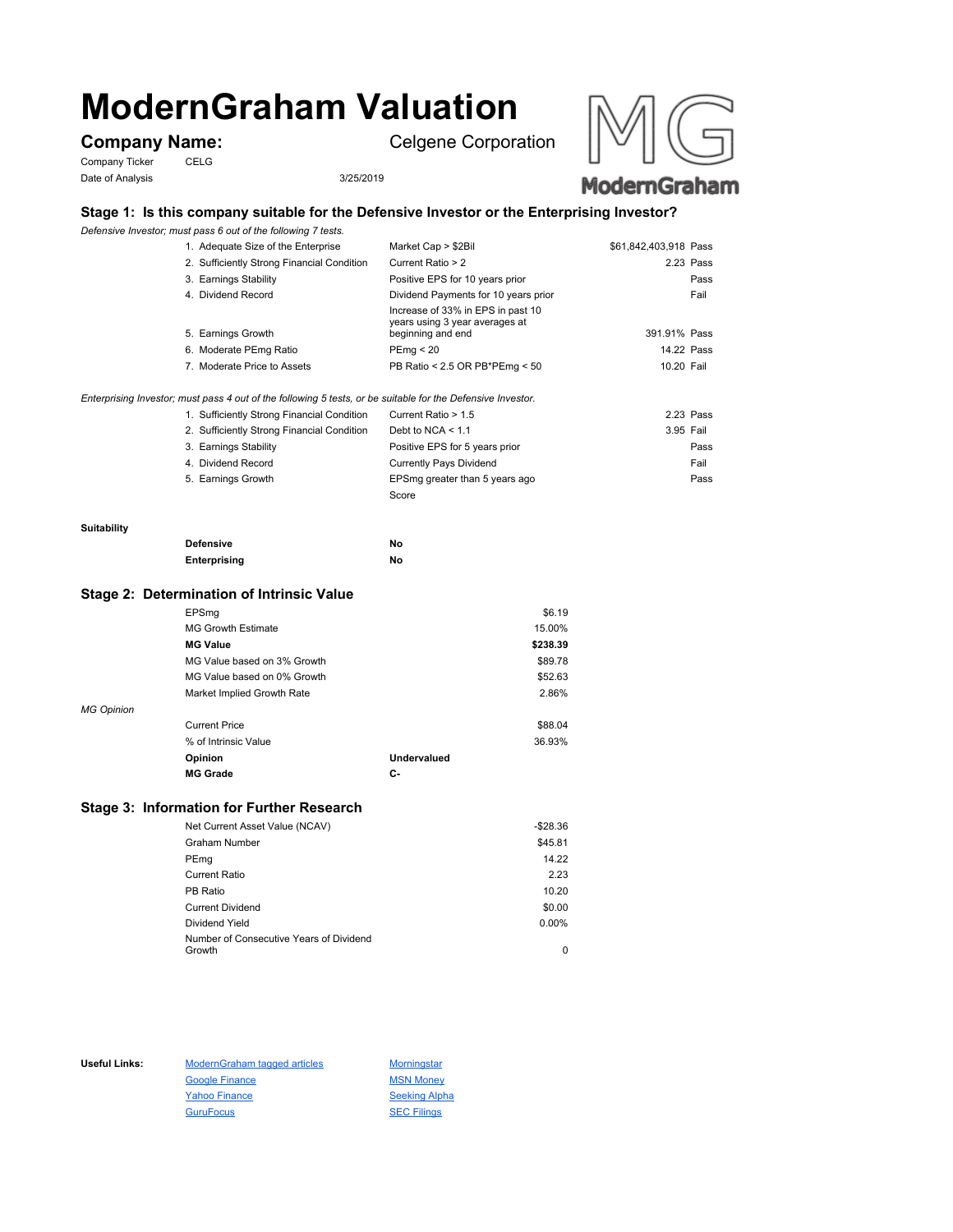# ModernGraham Valuation

**Company Name:** Celgene Corporation

Company Ticker: CELG

Date of Analysis: 3/25/2019

## Stage 1: Is this company suitable for the Defensive Investor or the Enterprising Investor?

*Defensive Investor; must pass 6 out of the following 7 tests.*

| Test | Criterion | Value | Result |
|---|---|---|---|
| 1. Adequate Size of the Enterprise | Market Cap > $2Bil | $61,842,403,918 | Pass |
| 2. Sufficiently Strong Financial Condition | Current Ratio > 2 | 2.23 | Pass |
| 3. Earnings Stability | Positive EPS for 10 years prior | | Pass |
| 4. Dividend Record | Dividend Payments for 10 years prior | | Fail |
| 5. Earnings Growth | Increase of 33% in EPS in past 10 years using 3 year averages at beginning and end | 391.91% | Pass |
| 6. Moderate PEmg Ratio | PEmg < 20 | 14.22 | Pass |
| 7. Moderate Price to Assets | PB Ratio < 2.5 OR PB*PEmg < 50 | 10.20 | Fail |

*Enterprising Investor; must pass 4 out of the following 5 tests, or be suitable for the Defensive Investor.*

| Test | Criterion | Value | Result |
|---|---|---|---|
| 1. Sufficiently Strong Financial Condition | Current Ratio > 1.5 | 2.23 | Pass |
| 2. Sufficiently Strong Financial Condition | Debt to NCA < 1.1 | 3.95 | Fail |
| 3. Earnings Stability | Positive EPS for 5 years prior | | Pass |
| 4. Dividend Record | Currently Pays Dividend | | Fail |
| 5. Earnings Growth | EPSmg greater than 5 years ago | | Pass |
| | Score | | |

**Suitability**

| | |
|---|---|
| **Defensive** | **No** |
| **Enterprising** | **No** |

## Stage 2: Determination of Intrinsic Value

| | |
|---|---|
| EPSmg | $6.19 |
| MG Growth Estimate | 15.00% |
| **MG Value** | **$238.39** |
| MG Value based on 3% Growth | $89.78 |
| MG Value based on 0% Growth | $52.63 |
| Market Implied Growth Rate | 2.86% |

*MG Opinion*

| | |
|---|---|
| Current Price | $88.04 |
| % of Intrinsic Value | 36.93% |
| **Opinion** | **Undervalued** |
| **MG Grade** | **C-** |

## Stage 3: Information for Further Research

| | |
|---|---|
| Net Current Asset Value (NCAV) | -$28.36 |
| Graham Number | $45.81 |
| PEmg | 14.22 |
| Current Ratio | 2.23 |
| PB Ratio | 10.20 |
| Current Dividend | $0.00 |
| Dividend Yield | 0.00% |
| Number of Consecutive Years of Dividend Growth | 0 |

**Useful Links:**

- ModernGraham tagged articles
- Google Finance
- Yahoo Finance
- GuruFocus
- Morningstar
- MSN Money
- Seeking Alpha
- SEC Filings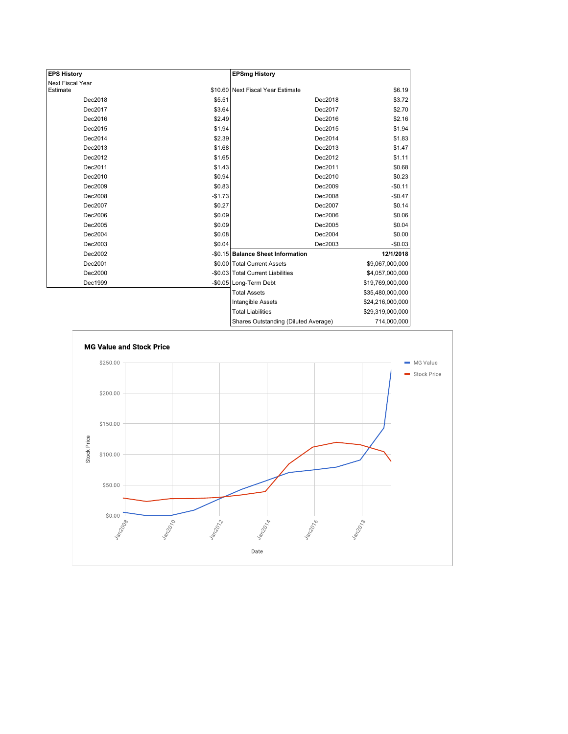| EPS History | |
|---|---|
| Next Fiscal Year Estimate | $10.60 |
| Dec2018 | $5.51 |
| Dec2017 | $3.64 |
| Dec2016 | $2.49 |
| Dec2015 | $1.94 |
| Dec2014 | $2.39 |
| Dec2013 | $1.68 |
| Dec2012 | $1.65 |
| Dec2011 | $1.43 |
| Dec2010 | $0.94 |
| Dec2009 | $0.83 |
| Dec2008 | -$1.73 |
| Dec2007 | $0.27 |
| Dec2006 | $0.09 |
| Dec2005 | $0.09 |
| Dec2004 | $0.08 |
| Dec2003 | $0.04 |
| Dec2002 | -$0.15 |
| Dec2001 | $0.00 |
| Dec2000 | -$0.03 |
| Dec1999 | -$0.05 |

| EPSmg History | |
|---|---|
| Next Fiscal Year Estimate | $6.19 |
| Dec2018 | $3.72 |
| Dec2017 | $2.70 |
| Dec2016 | $2.16 |
| Dec2015 | $1.94 |
| Dec2014 | $1.83 |
| Dec2013 | $1.47 |
| Dec2012 | $1.11 |
| Dec2011 | $0.68 |
| Dec2010 | $0.23 |
| Dec2009 | -$0.11 |
| Dec2008 | -$0.47 |
| Dec2007 | $0.14 |
| Dec2006 | $0.06 |
| Dec2005 | $0.04 |
| Dec2004 | $0.00 |
| Dec2003 | -$0.03 |

| Balance Sheet Information | 12/1/2018 |
|---|---|
| Total Current Assets | $9,067,000,000 |
| Total Current Liabilities | $4,057,000,000 |
| Long-Term Debt | $19,769,000,000 |
| Total Assets | $35,480,000,000 |
| Intangible Assets | $24,216,000,000 |
| Total Liabilities | $29,319,000,000 |
| Shares Outstanding (Diluted Average) | 714,000,000 |

**MG Value and Stock Price**

Stock Price: $0.00, $50.00, $100.00, $150.00, $200.00, $250.00

Date: Jan2008, Jan2010, Jan2012, Jan2014, Jan2016, Jan2018

Legend: MG Value, Stock Price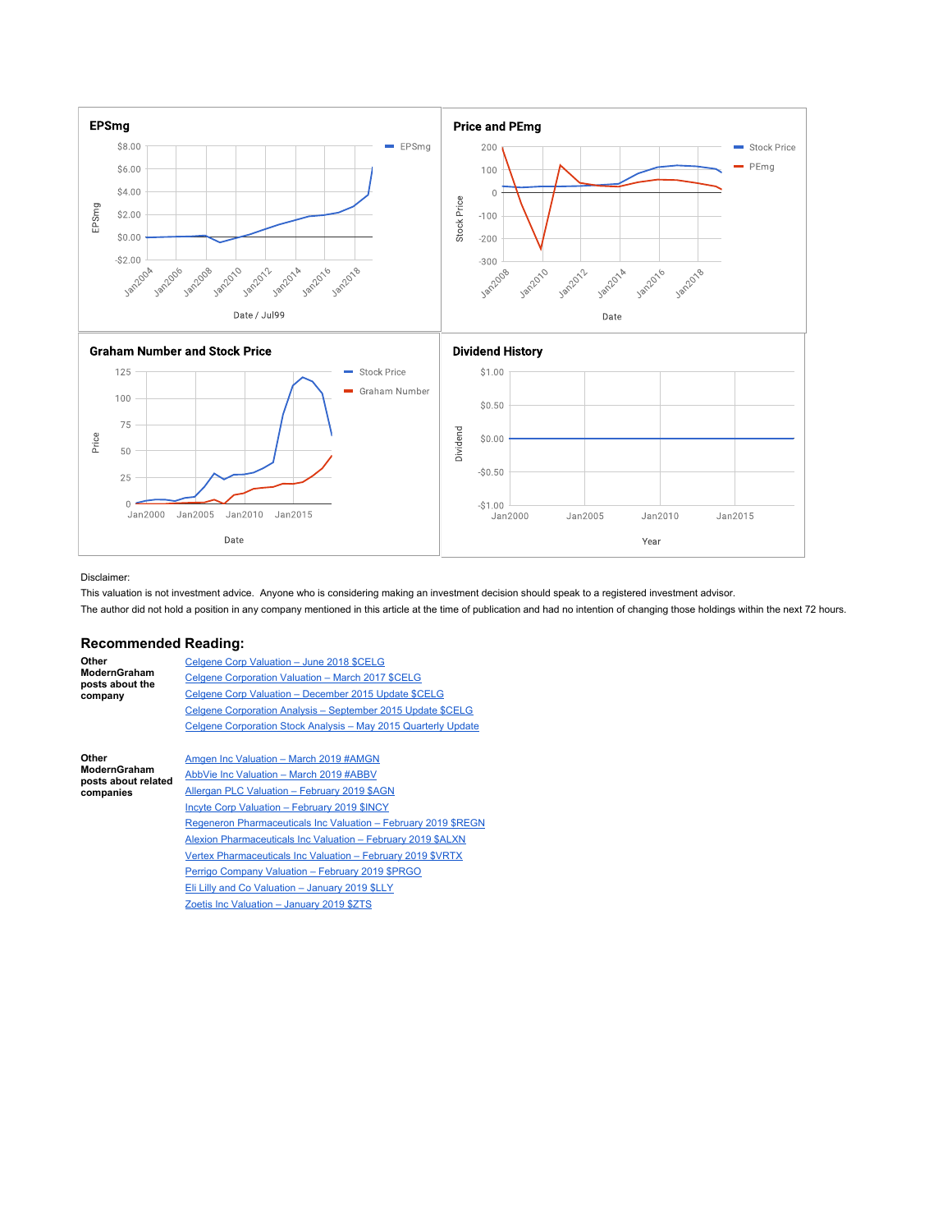EPSmg

$8.00
$6.00
$4.00
$2.00
$0.00
-$2.00

EPSmg

Jan2004 Jan2006 Jan2008 Jan2010 Jan2012 Jan2014 Jan2016 Jan2018

Date / Jul99

EPSmg

Price and PEmg

200
100
0
-100
-200
-300

Stock Price

Jan2008 Jan2010 Jan2012 Jan2014 Jan2016 Jan2018

Date

Stock Price
PEmg

Graham Number and Stock Price

125
100
75
50
25
0

Price

Jan2000 Jan2005 Jan2010 Jan2015

Date

Stock Price
Graham Number

Dividend History

$1.00
$0.50
$0.00
-$0.50
-$1.00

Dividend

Jan2000 Jan2005 Jan2010 Jan2015

Year

Disclaimer:

This valuation is not investment advice. Anyone who is considering making an investment decision should speak to a registered investment advisor.

The author did not hold a position in any company mentioned in this article at the time of publication and had no intention of changing those holdings within the next 72 hours.

## Recommended Reading:

**Other ModernGraham posts about the company**

- Celgene Corp Valuation – June 2018 $CELG
- Celgene Corporation Valuation – March 2017 $CELG
- Celgene Corp Valuation – December 2015 Update $CELG
- Celgene Corporation Analysis – September 2015 Update $CELG
- Celgene Corporation Stock Analysis – May 2015 Quarterly Update

**Other ModernGraham posts about related companies**

- Amgen Inc Valuation – March 2019 #AMGN
- AbbVie Inc Valuation – March 2019 #ABBV
- Allergan PLC Valuation – February 2019 $AGN
- Incyte Corp Valuation – February 2019 $INCY
- Regeneron Pharmaceuticals Inc Valuation – February 2019 $REGN
- Alexion Pharmaceuticals Inc Valuation – February 2019 $ALXN
- Vertex Pharmaceuticals Inc Valuation – February 2019 $VRTX
- Perrigo Company Valuation – February 2019 $PRGO
- Eli Lilly and Co Valuation – January 2019 $LLY
- Zoetis Inc Valuation – January 2019 $ZTS